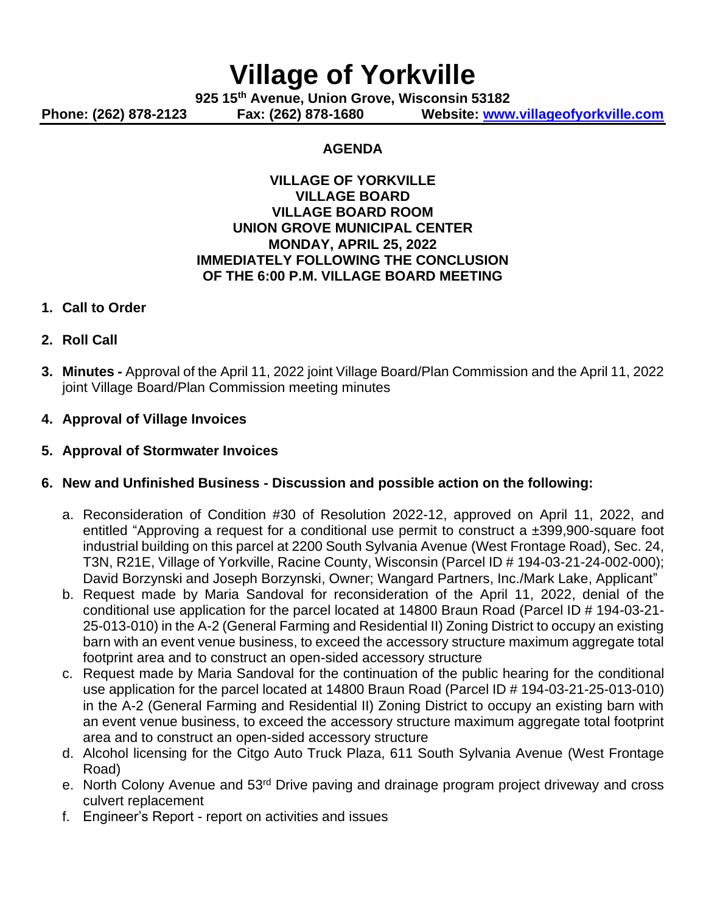# Village of Yorkville

**925 15th Avenue, Union Grove, Wisconsin 53182**

**Phone: (262) 878-2123 Fax: (262) 878-1680 Website: [www.villageofyorkville.com](http://www.villageofyorkville.com)**

## AGENDA

**VILLAGE OF YORKVILLE**
**VILLAGE BOARD**
**VILLAGE BOARD ROOM**
**UNION GROVE MUNICIPAL CENTER**
**MONDAY, APRIL 25, 2022**
**IMMEDIATELY FOLLOWING THE CONCLUSION**
**OF THE 6:00 P.M. VILLAGE BOARD MEETING**

1. **Call to Order**
2. **Roll Call**
3. **Minutes -** Approval of the April 11, 2022 joint Village Board/Plan Commission and the April 11, 2022 joint Village Board/Plan Commission meeting minutes
4. **Approval of Village Invoices**
5. **Approval of Stormwater Invoices**
6. **New and Unfinished Business - Discussion and possible action on the following:**
   a. Reconsideration of Condition #30 of Resolution 2022-12, approved on April 11, 2022, and entitled "Approving a request for a conditional use permit to construct a ±399,900-square foot industrial building on this parcel at 2200 South Sylvania Avenue (West Frontage Road), Sec. 24, T3N, R21E, Village of Yorkville, Racine County, Wisconsin (Parcel ID # 194-03-21-24-002-000); David Borzynski and Joseph Borzynski, Owner; Wangard Partners, Inc./Mark Lake, Applicant"
   b. Request made by Maria Sandoval for reconsideration of the April 11, 2022, denial of the conditional use application for the parcel located at 14800 Braun Road (Parcel ID # 194-03-21-25-013-010) in the A-2 (General Farming and Residential II) Zoning District to occupy an existing barn with an event venue business, to exceed the accessory structure maximum aggregate total footprint area and to construct an open-sided accessory structure
   c. Request made by Maria Sandoval for the continuation of the public hearing for the conditional use application for the parcel located at 14800 Braun Road (Parcel ID # 194-03-21-25-013-010) in the A-2 (General Farming and Residential II) Zoning District to occupy an existing barn with an event venue business, to exceed the accessory structure maximum aggregate total footprint area and to construct an open-sided accessory structure
   d. Alcohol licensing for the Citgo Auto Truck Plaza, 611 South Sylvania Avenue (West Frontage Road)
   e. North Colony Avenue and 53rd Drive paving and drainage program project driveway and cross culvert replacement
   f. Engineer's Report - report on activities and issues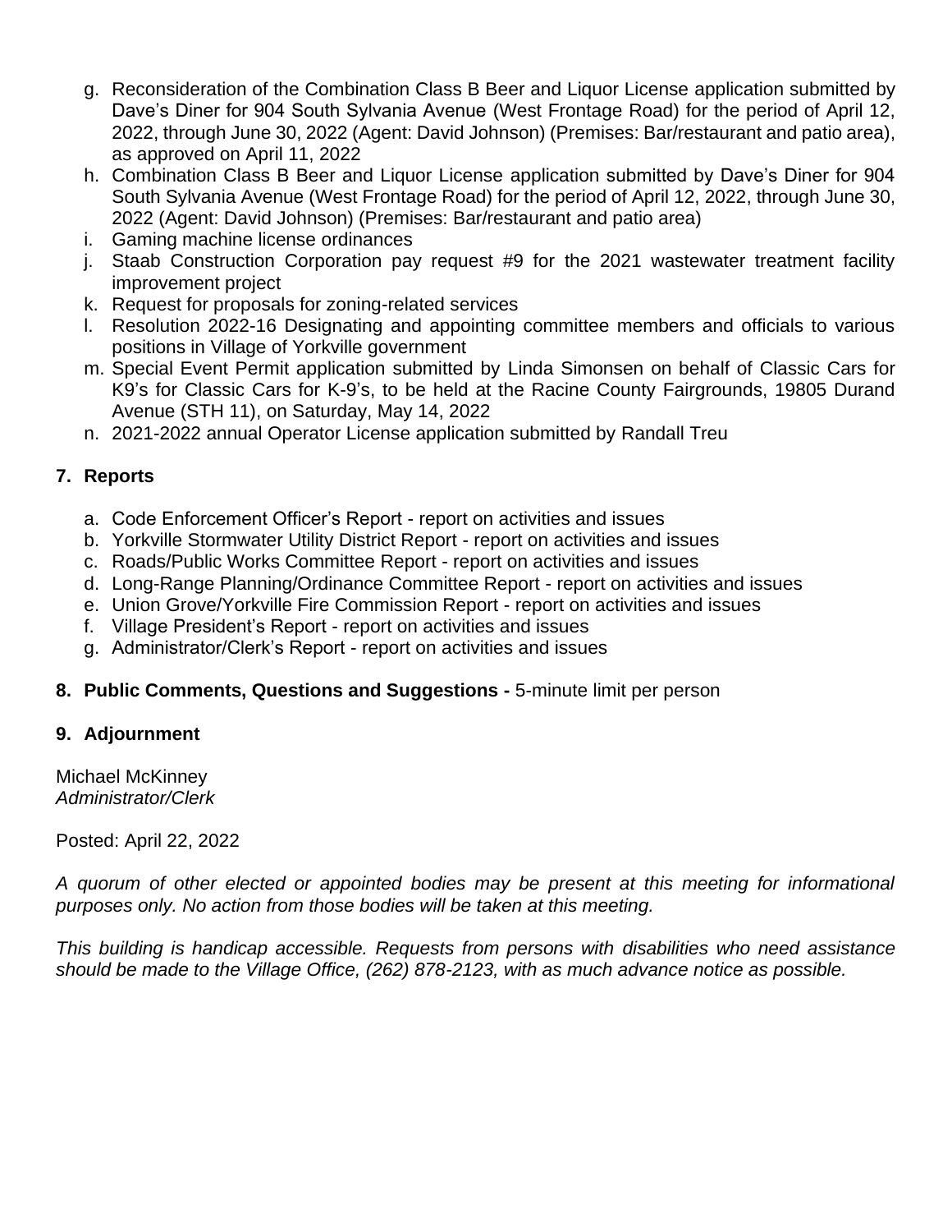g. Reconsideration of the Combination Class B Beer and Liquor License application submitted by Dave's Diner for 904 South Sylvania Avenue (West Frontage Road) for the period of April 12, 2022, through June 30, 2022 (Agent: David Johnson) (Premises: Bar/restaurant and patio area), as approved on April 11, 2022
h. Combination Class B Beer and Liquor License application submitted by Dave's Diner for 904 South Sylvania Avenue (West Frontage Road) for the period of April 12, 2022, through June 30, 2022 (Agent: David Johnson) (Premises: Bar/restaurant and patio area)
i. Gaming machine license ordinances
j. Staab Construction Corporation pay request #9 for the 2021 wastewater treatment facility improvement project
k. Request for proposals for zoning-related services
l. Resolution 2022-16 Designating and appointing committee members and officials to various positions in Village of Yorkville government
m. Special Event Permit application submitted by Linda Simonsen on behalf of Classic Cars for K9's for Classic Cars for K-9's, to be held at the Racine County Fairgrounds, 19805 Durand Avenue (STH 11), on Saturday, May 14, 2022
n. 2021-2022 annual Operator License application submitted by Randall Treu

**7. Reports**

a. Code Enforcement Officer's Report - report on activities and issues
b. Yorkville Stormwater Utility District Report - report on activities and issues
c. Roads/Public Works Committee Report - report on activities and issues
d. Long-Range Planning/Ordinance Committee Report - report on activities and issues
e. Union Grove/Yorkville Fire Commission Report - report on activities and issues
f. Village President's Report - report on activities and issues
g. Administrator/Clerk's Report - report on activities and issues

**8. Public Comments, Questions and Suggestions -** 5-minute limit per person

**9. Adjournment**

Michael McKinney
*Administrator/Clerk*

Posted: April 22, 2022

*A quorum of other elected or appointed bodies may be present at this meeting for informational purposes only. No action from those bodies will be taken at this meeting.*

*This building is handicap accessible. Requests from persons with disabilities who need assistance should be made to the Village Office, (262) 878-2123, with as much advance notice as possible.*